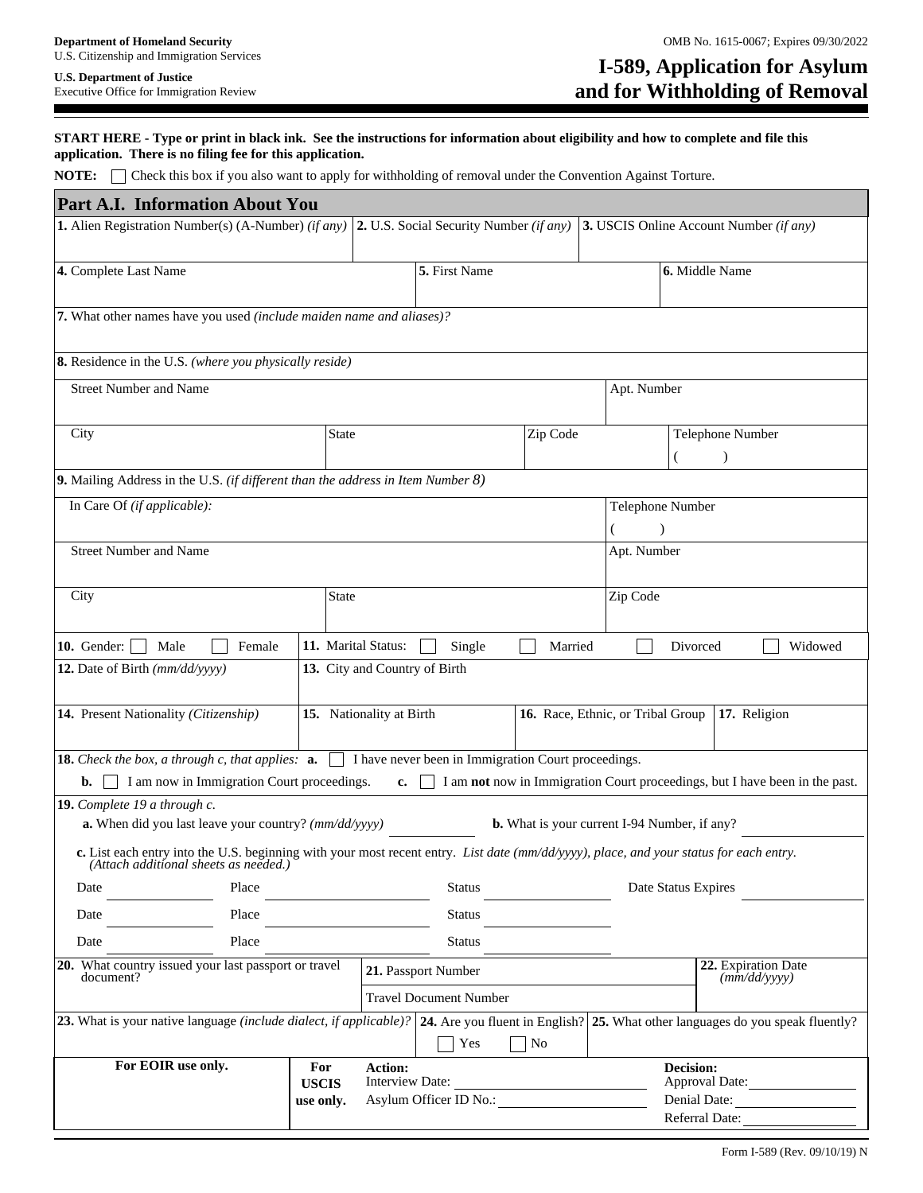**Department of Homeland Security**
U.S. Citizenship and Immigration Services

**U.S. Department of Justice**
Executive Office for Immigration Review

OMB No. 1615-0067; Expires 09/30/2022

# I-589, Application for Asylum and for Withholding of Removal

**START HERE - Type or print in black ink. See the instructions for information about eligibility and how to complete and file this application. There is no filing fee for this application.**

**NOTE:** ☐ Check this box if you also want to apply for withholding of removal under the Convention Against Torture.

## Part A.I. Information About You

**1.** Alien Registration Number(s) (A-Number) *(if any)*

**2.** U.S. Social Security Number *(if any)*

**3.** USCIS Online Account Number *(if any)*

**4.** Complete Last Name

**5.** First Name

**6.** Middle Name

**7.** What other names have you used *(include maiden name and aliases)?*

**8.** Residence in the U.S. *(where you physically reside)*

Street Number and Name | Apt. Number

City | State | Zip Code | Telephone Number ( )

**9.** Mailing Address in the U.S. *(if different than the address in Item Number 8)*

In Care Of *(if applicable):* | Telephone Number ( )

Street Number and Name | Apt. Number

City | State | Zip Code

**10.** Gender: ☐ Male ☐ Female

**11.** Marital Status: ☐ Single ☐ Married ☐ Divorced ☐ Widowed

**12.** Date of Birth *(mm/dd/yyyy)*

**13.** City and Country of Birth

**14.** Present Nationality *(Citizenship)*

**15.** Nationality at Birth

**16.** Race, Ethnic, or Tribal Group

**17.** Religion

**18.** *Check the box, a through c, that applies:* **a.** ☐ I have never been in Immigration Court proceedings.
**b.** ☐ I am now in Immigration Court proceedings. **c.** ☐ I am **not** now in Immigration Court proceedings, but I have been in the past.

**19.** *Complete 19 a through c.*

**a.** When did you last leave your country? *(mm/dd/yyyy)* ______ **b.** What is your current I-94 Number, if any? ______

**c.** List each entry into the U.S. beginning with your most recent entry. *List date (mm/dd/yyyy), place, and your status for each entry. (Attach additional sheets as needed.)*

Date ______ Place ______ Status ______ Date Status Expires ______

Date ______ Place ______ Status ______

Date ______ Place ______ Status ______

**20.** What country issued your last passport or travel document?

**21.** Passport Number

Travel Document Number

**22.** Expiration Date *(mm/dd/yyyy)*

**23.** What is your native language *(include dialect, if applicable)?*

**24.** Are you fluent in English? ☐ Yes ☐ No

**25.** What other languages do you speak fluently?

| **For EOIR use only.** | **For USCIS use only.** | **Action:** Interview Date: ______ Asylum Officer ID No.: ______ | **Decision:** Approval Date: ______ Denial Date: ______ Referral Date: ______ |
|---|---|---|---|

Form I-589 (Rev. 09/10/19) N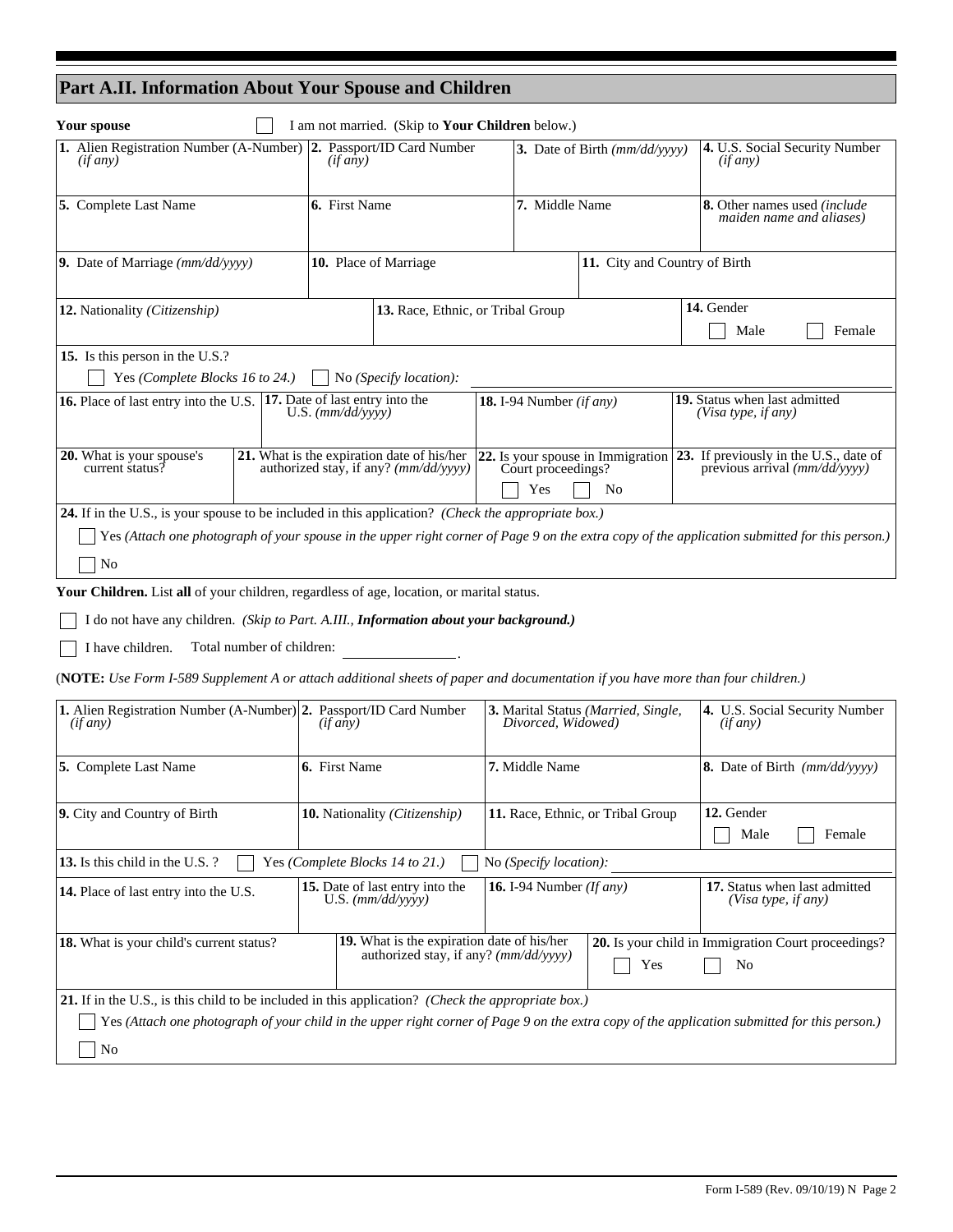## Part A.II. Information About Your Spouse and Children

**Your spouse** ☐ I am not married. (Skip to **Your Children** below.)

| **1.** Alien Registration Number (A-Number) *(if any)* | **2.** Passport/ID Card Number *(if any)* | **3.** Date of Birth *(mm/dd/yyyy)* | **4.** U.S. Social Security Number *(if any)* |
|---|---|---|---|
| | | | |
| **5.** Complete Last Name | **6.** First Name | **7.** Middle Name | **8.** Other names used *(include maiden name and aliases)* |
| | | | |

| **9.** Date of Marriage *(mm/dd/yyyy)* | **10.** Place of Marriage | **11.** City and Country of Birth |
|---|---|---|
| | | |

| **12.** Nationality *(Citizenship)* | **13.** Race, Ethnic, or Tribal Group | **14.** Gender ☐ Male ☐ Female |
|---|---|---|
| | | |

**15.** Is this person in the U.S.?
☐ Yes *(Complete Blocks 16 to 24.)* ☐ No *(Specify location):* ____________

| **16.** Place of last entry into the U.S. | **17.** Date of last entry into the U.S. *(mm/dd/yyyy)* | **18.** I-94 Number *(if any)* | **19.** Status when last admitted *(Visa type, if any)* |
|---|---|---|---|
| | | | |
| **20.** What is your spouse's current status? | **21.** What is the expiration date of his/her authorized stay, if any? *(mm/dd/yyyy)* | **22.** Is your spouse in Immigration Court proceedings? ☐ Yes ☐ No | **23.** If previously in the U.S., date of previous arrival *(mm/dd/yyyy)* |
| | | | |

**24.** If in the U.S., is your spouse to be included in this application? *(Check the appropriate box.)*

☐ Yes *(Attach one photograph of your spouse in the upper right corner of Page 9 on the extra copy of the application submitted for this person.)*

☐ No

**Your Children.** List **all** of your children, regardless of age, location, or marital status.

☐ I do not have any children. *(Skip to Part. A.III.,* ***Information about your background.)***

☐ I have children. Total number of children: ____________.

(**NOTE:** *Use Form I-589 Supplement A or attach additional sheets of paper and documentation if you have more than four children.)*

| **1.** Alien Registration Number (A-Number) *(if any)* | **2.** Passport/ID Card Number *(if any)* | **3.** Marital Status *(Married, Single, Divorced, Widowed)* | **4.** U.S. Social Security Number *(if any)* |
|---|---|---|---|
| | | | |
| **5.** Complete Last Name | **6.** First Name | **7.** Middle Name | **8.** Date of Birth *(mm/dd/yyyy)* |
| | | | |
| **9.** City and Country of Birth | **10.** Nationality *(Citizenship)* | **11.** Race, Ethnic, or Tribal Group | **12.** Gender ☐ Male ☐ Female |
| | | | |

**13.** Is this child in the U.S. ? ☐ Yes *(Complete Blocks 14 to 21.)* ☐ No *(Specify location):* ____________

| **14.** Place of last entry into the U.S. | **15.** Date of last entry into the U.S. *(mm/dd/yyyy)* | **16.** I-94 Number *(If any)* | **17.** Status when last admitted *(Visa type, if any)* |
|---|---|---|---|
| | | | |

| **18.** What is your child's current status? | **19.** What is the expiration date of his/her authorized stay, if any? *(mm/dd/yyyy)* | **20.** Is your child in Immigration Court proceedings? ☐ Yes ☐ No |
|---|---|---|
| | | |

**21.** If in the U.S., is this child to be included in this application? *(Check the appropriate box.)*

☐ Yes *(Attach one photograph of your child in the upper right corner of Page 9 on the extra copy of the application submitted for this person.)*

☐ No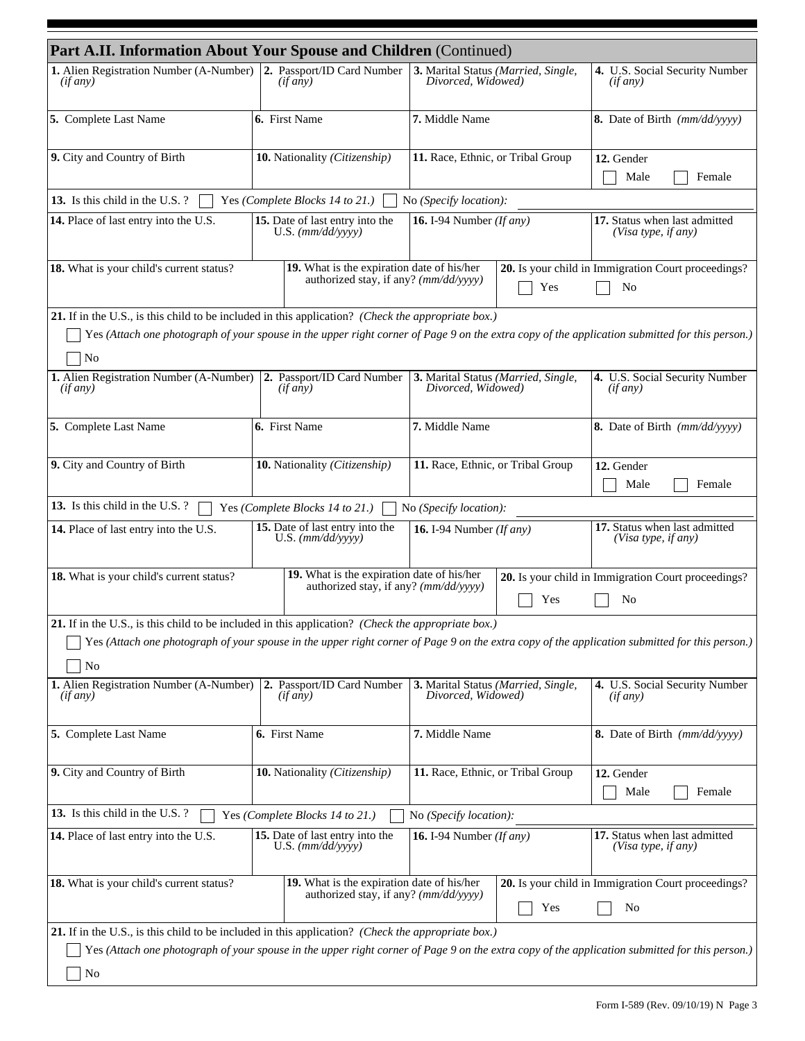## Part A.II. Information About Your Spouse and Children (Continued)

| **1.** Alien Registration Number (A-Number) *(if any)* | **2.** Passport/ID Card Number *(if any)* | **3.** Marital Status *(Married, Single, Divorced, Widowed)* | **4.** U.S. Social Security Number *(if any)* |
|---|---|---|---|
| **5.** Complete Last Name | **6.** First Name | **7.** Middle Name | **8.** Date of Birth *(mm/dd/yyyy)* |
| **9.** City and Country of Birth | **10.** Nationality *(Citizenship)* | **11.** Race, Ethnic, or Tribal Group | **12.** Gender ☐ Male ☐ Female |

**13.** Is this child in the U.S. ? ☐ Yes *(Complete Blocks 14 to 21.)* ☐ No *(Specify location):* \_\_\_\_\_\_\_\_

| **14.** Place of last entry into the U.S. | **15.** Date of last entry into the U.S. *(mm/dd/yyyy)* | **16.** I-94 Number *(If any)* | **17.** Status when last admitted *(Visa type, if any)* |
|---|---|---|---|
| **18.** What is your child's current status? | **19.** What is the expiration date of his/her authorized stay, if any? *(mm/dd/yyyy)* | **20.** Is your child in Immigration Court proceedings? ☐ Yes ☐ No | |

**21.** If in the U.S., is this child to be included in this application? *(Check the appropriate box.)*

☐ Yes *(Attach one photograph of your spouse in the upper right corner of Page 9 on the extra copy of the application submitted for this person.)*

☐ No

| **1.** Alien Registration Number (A-Number) *(if any)* | **2.** Passport/ID Card Number *(if any)* | **3.** Marital Status *(Married, Single, Divorced, Widowed)* | **4.** U.S. Social Security Number *(if any)* |
|---|---|---|---|
| **5.** Complete Last Name | **6.** First Name | **7.** Middle Name | **8.** Date of Birth *(mm/dd/yyyy)* |
| **9.** City and Country of Birth | **10.** Nationality *(Citizenship)* | **11.** Race, Ethnic, or Tribal Group | **12.** Gender ☐ Male ☐ Female |

**13.** Is this child in the U.S. ? ☐ Yes *(Complete Blocks 14 to 21.)* ☐ No *(Specify location):* \_\_\_\_\_\_\_\_

| **14.** Place of last entry into the U.S. | **15.** Date of last entry into the U.S. *(mm/dd/yyyy)* | **16.** I-94 Number *(If any)* | **17.** Status when last admitted *(Visa type, if any)* |
|---|---|---|---|
| **18.** What is your child's current status? | **19.** What is the expiration date of his/her authorized stay, if any? *(mm/dd/yyyy)* | **20.** Is your child in Immigration Court proceedings? ☐ Yes ☐ No | |

**21.** If in the U.S., is this child to be included in this application? *(Check the appropriate box.)*

☐ Yes *(Attach one photograph of your spouse in the upper right corner of Page 9 on the extra copy of the application submitted for this person.)*

☐ No

| **1.** Alien Registration Number (A-Number) *(if any)* | **2.** Passport/ID Card Number *(if any)* | **3.** Marital Status *(Married, Single, Divorced, Widowed)* | **4.** U.S. Social Security Number *(if any)* |
|---|---|---|---|
| **5.** Complete Last Name | **6.** First Name | **7.** Middle Name | **8.** Date of Birth *(mm/dd/yyyy)* |
| **9.** City and Country of Birth | **10.** Nationality *(Citizenship)* | **11.** Race, Ethnic, or Tribal Group | **12.** Gender ☐ Male ☐ Female |

**13.** Is this child in the U.S. ? ☐ Yes *(Complete Blocks 14 to 21.)* ☐ No *(Specify location):* \_\_\_\_\_\_\_\_

| **14.** Place of last entry into the U.S. | **15.** Date of last entry into the U.S. *(mm/dd/yyyy)* | **16.** I-94 Number *(If any)* | **17.** Status when last admitted *(Visa type, if any)* |
|---|---|---|---|
| **18.** What is your child's current status? | **19.** What is the expiration date of his/her authorized stay, if any? *(mm/dd/yyyy)* | **20.** Is your child in Immigration Court proceedings? ☐ Yes ☐ No | |

**21.** If in the U.S., is this child to be included in this application? *(Check the appropriate box.)*

☐ Yes *(Attach one photograph of your spouse in the upper right corner of Page 9 on the extra copy of the application submitted for this person.)*

☐ No

Form I-589 (Rev. 09/10/19) N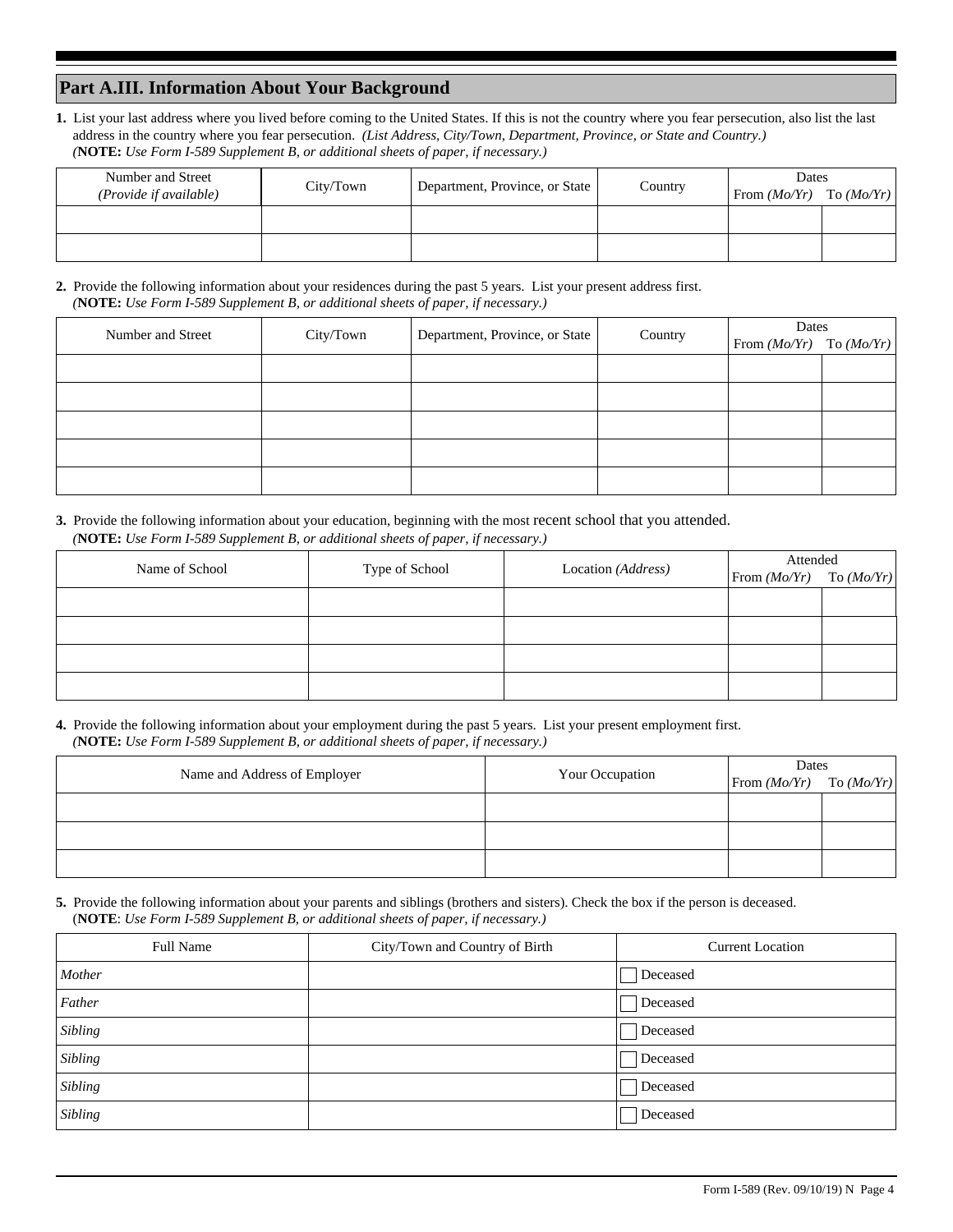## Part A.III. Information About Your Background

**1.** List your last address where you lived before coming to the United States. If this is not the country where you fear persecution, also list the last address in the country where you fear persecution. *(List Address, City/Town, Department, Province, or State and Country.)*
*(**NOTE:** Use Form I-589 Supplement B, or additional sheets of paper, if necessary.)*

| Number and Street *(Provide if available)* | City/Town | Department, Province, or State | Country | Dates From *(Mo/Yr)* | To *(Mo/Yr)* |
|---|---|---|---|---|---|
| | | | | | |
| | | | | | |

**2.** Provide the following information about your residences during the past 5 years. List your present address first.
*(**NOTE:** Use Form I-589 Supplement B, or additional sheets of paper, if necessary.)*

| Number and Street | City/Town | Department, Province, or State | Country | Dates From *(Mo/Yr)* | To *(Mo/Yr)* |
|---|---|---|---|---|---|
| | | | | | |
| | | | | | |
| | | | | | |
| | | | | | |
| | | | | | |

**3.** Provide the following information about your education, beginning with the most recent school that you attended.
*(**NOTE:** Use Form I-589 Supplement B, or additional sheets of paper, if necessary.)*

| Name of School | Type of School | Location *(Address)* | Attended From *(Mo/Yr)* | To *(Mo/Yr)* |
|---|---|---|---|---|
| | | | | |
| | | | | |
| | | | | |
| | | | | |

**4.** Provide the following information about your employment during the past 5 years. List your present employment first.
*(**NOTE:** Use Form I-589 Supplement B, or additional sheets of paper, if necessary.)*

| Name and Address of Employer | Your Occupation | Dates From *(Mo/Yr)* | To *(Mo/Yr)* |
|---|---|---|---|
| | | | |
| | | | |
| | | | |

**5.** Provide the following information about your parents and siblings (brothers and sisters). Check the box if the person is deceased.
(**NOTE**: *Use Form I-589 Supplement B, or additional sheets of paper, if necessary.)*

| Full Name | City/Town and Country of Birth | Current Location |
|---|---|---|
| *Mother* | | ☐ Deceased |
| *Father* | | ☐ Deceased |
| *Sibling* | | ☐ Deceased |
| *Sibling* | | ☐ Deceased |
| *Sibling* | | ☐ Deceased |
| *Sibling* | | ☐ Deceased |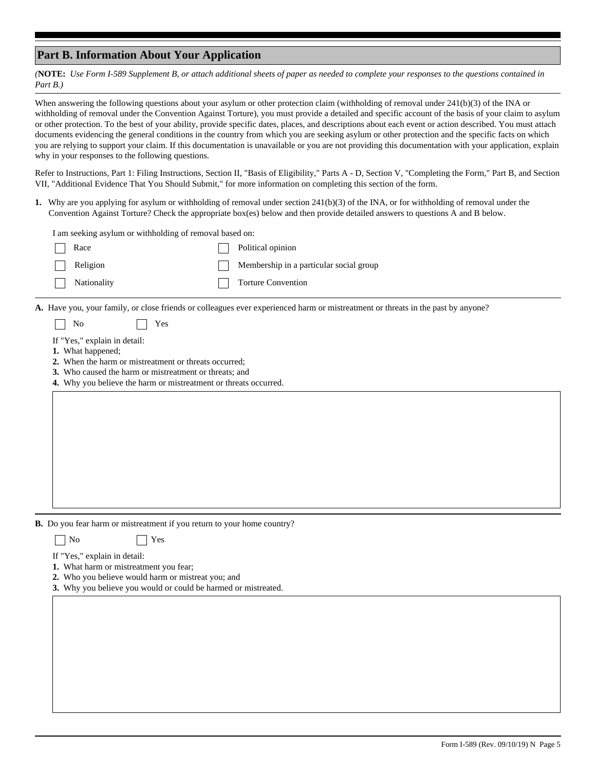## Part B. Information About Your Application

*(**NOTE:** Use Form I-589 Supplement B, or attach additional sheets of paper as needed to complete your responses to the questions contained in Part B.)*

When answering the following questions about your asylum or other protection claim (withholding of removal under 241(b)(3) of the INA or withholding of removal under the Convention Against Torture), you must provide a detailed and specific account of the basis of your claim to asylum or other protection. To the best of your ability, provide specific dates, places, and descriptions about each event or action described. You must attach documents evidencing the general conditions in the country from which you are seeking asylum or other protection and the specific facts on which you are relying to support your claim. If this documentation is unavailable or you are not providing this documentation with your application, explain why in your responses to the following questions.

Refer to Instructions, Part 1: Filing Instructions, Section II, "Basis of Eligibility," Parts A - D, Section V, "Completing the Form," Part B, and Section VII, "Additional Evidence That You Should Submit," for more information on completing this section of the form.

**1.** Why are you applying for asylum or withholding of removal under section 241(b)(3) of the INA, or for withholding of removal under the Convention Against Torture? Check the appropriate box(es) below and then provide detailed answers to questions A and B below.

I am seeking asylum or withholding of removal based on:

- [ ] Race
- [ ] Religion
- [ ] Nationality
- [ ] Political opinion
- [ ] Membership in a particular social group
- [ ] Torture Convention

**A.** Have you, your family, or close friends or colleagues ever experienced harm or mistreatment or threats in the past by anyone?

- [ ] No
- [ ] Yes

If "Yes," explain in detail:

**1.** What happened;
**2.** When the harm or mistreatment or threats occurred;
**3.** Who caused the harm or mistreatment or threats; and
**4.** Why you believe the harm or mistreatment or threats occurred.

**B.** Do you fear harm or mistreatment if you return to your home country?

- [ ] No
- [ ] Yes

If "Yes," explain in detail:

**1.** What harm or mistreatment you fear;
**2.** Who you believe would harm or mistreat you; and
**3.** Why you believe you would or could be harmed or mistreated.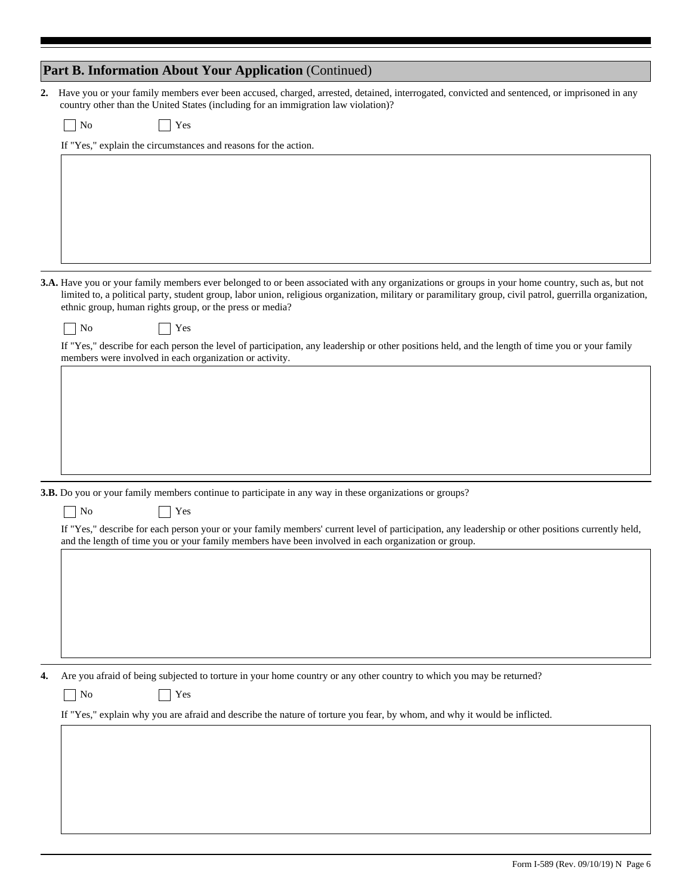## Part B. Information About Your Application (Continued)

**2.** Have you or your family members ever been accused, charged, arrested, detained, interrogated, convicted and sentenced, or imprisoned in any country other than the United States (including for an immigration law violation)?

☐ No ☐ Yes

If "Yes," explain the circumstances and reasons for the action.

**3.A.** Have you or your family members ever belonged to or been associated with any organizations or groups in your home country, such as, but not limited to, a political party, student group, labor union, religious organization, military or paramilitary group, civil patrol, guerrilla organization, ethnic group, human rights group, or the press or media?

☐ No ☐ Yes

If "Yes," describe for each person the level of participation, any leadership or other positions held, and the length of time you or your family members were involved in each organization or activity.

**3.B.** Do you or your family members continue to participate in any way in these organizations or groups?

☐ No ☐ Yes

If "Yes," describe for each person your or your family members' current level of participation, any leadership or other positions currently held, and the length of time you or your family members have been involved in each organization or group.

**4.** Are you afraid of being subjected to torture in your home country or any other country to which you may be returned?

☐ No ☐ Yes

If "Yes," explain why you are afraid and describe the nature of torture you fear, by whom, and why it would be inflicted.

Form I-589 (Rev. 09/10/19) N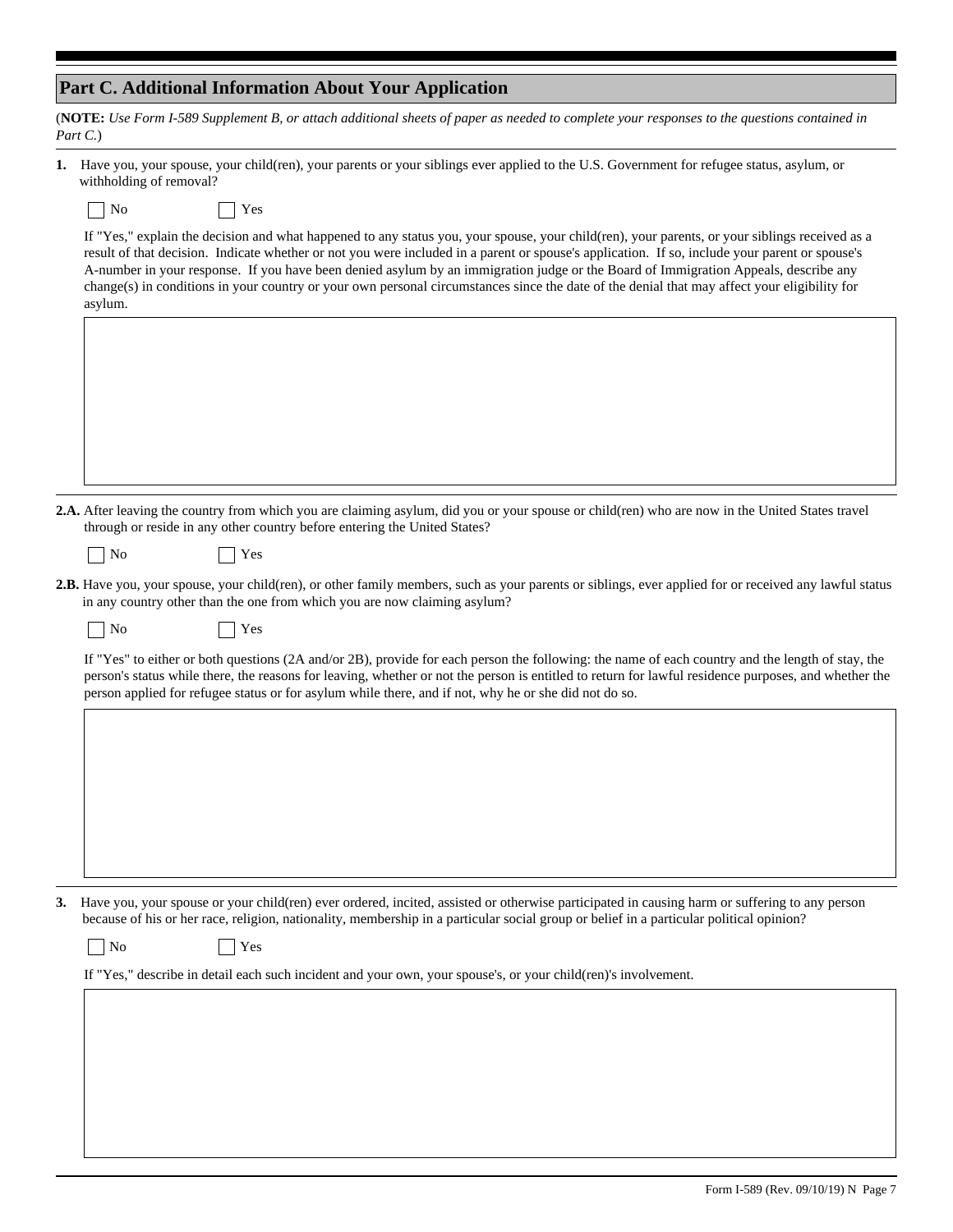## Part C. Additional Information About Your Application

(**NOTE:** *Use Form I-589 Supplement B, or attach additional sheets of paper as needed to complete your responses to the questions contained in Part C.*)

**1.** Have you, your spouse, your child(ren), your parents or your siblings ever applied to the U.S. Government for refugee status, asylum, or withholding of removal?

☐ No ☐ Yes

If "Yes," explain the decision and what happened to any status you, your spouse, your child(ren), your parents, or your siblings received as a result of that decision. Indicate whether or not you were included in a parent or spouse's application. If so, include your parent or spouse's A-number in your response. If you have been denied asylum by an immigration judge or the Board of Immigration Appeals, describe any change(s) in conditions in your country or your own personal circumstances since the date of the denial that may affect your eligibility for asylum.

**2.A.** After leaving the country from which you are claiming asylum, did you or your spouse or child(ren) who are now in the United States travel through or reside in any other country before entering the United States?

☐ No ☐ Yes

**2.B.** Have you, your spouse, your child(ren), or other family members, such as your parents or siblings, ever applied for or received any lawful status in any country other than the one from which you are now claiming asylum?

☐ No ☐ Yes

If "Yes" to either or both questions (2A and/or 2B), provide for each person the following: the name of each country and the length of stay, the person's status while there, the reasons for leaving, whether or not the person is entitled to return for lawful residence purposes, and whether the person applied for refugee status or for asylum while there, and if not, why he or she did not do so.

**3.** Have you, your spouse or your child(ren) ever ordered, incited, assisted or otherwise participated in causing harm or suffering to any person because of his or her race, religion, nationality, membership in a particular social group or belief in a particular political opinion?

☐ No ☐ Yes

If "Yes," describe in detail each such incident and your own, your spouse's, or your child(ren)'s involvement.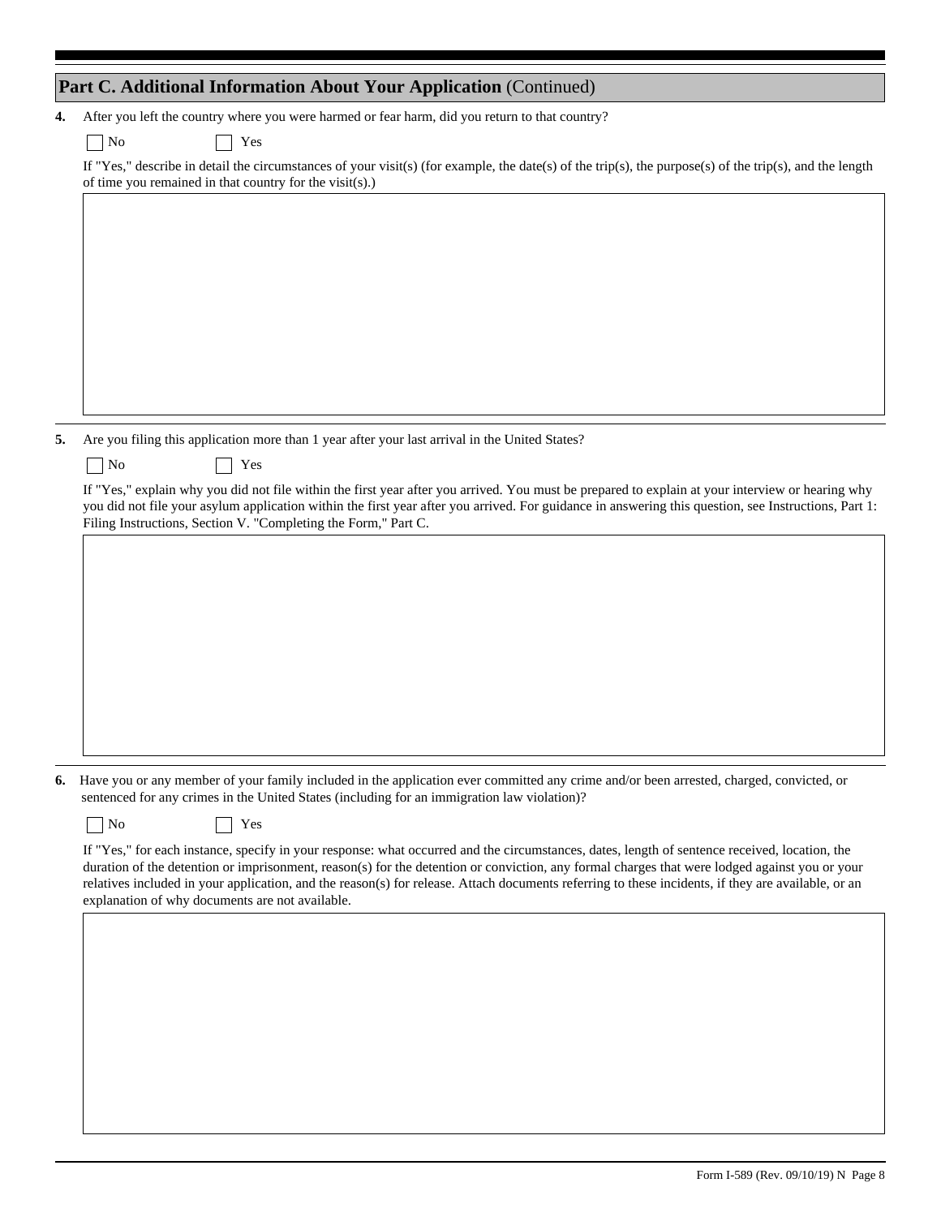## Part C. Additional Information About Your Application (Continued)

**4.** After you left the country where you were harmed or fear harm, did you return to that country?

☐ No ☐ Yes

If "Yes," describe in detail the circumstances of your visit(s) (for example, the date(s) of the trip(s), the purpose(s) of the trip(s), and the length of time you remained in that country for the visit(s).)

**5.** Are you filing this application more than 1 year after your last arrival in the United States?

☐ No ☐ Yes

If "Yes," explain why you did not file within the first year after you arrived. You must be prepared to explain at your interview or hearing why you did not file your asylum application within the first year after you arrived. For guidance in answering this question, see Instructions, Part 1: Filing Instructions, Section V. "Completing the Form," Part C.

**6.** Have you or any member of your family included in the application ever committed any crime and/or been arrested, charged, convicted, or sentenced for any crimes in the United States (including for an immigration law violation)?

☐ No ☐ Yes

If "Yes," for each instance, specify in your response: what occurred and the circumstances, dates, length of sentence received, location, the duration of the detention or imprisonment, reason(s) for the detention or conviction, any formal charges that were lodged against you or your relatives included in your application, and the reason(s) for release. Attach documents referring to these incidents, if they are available, or an explanation of why documents are not available.

Form I-589 (Rev. 09/10/19) N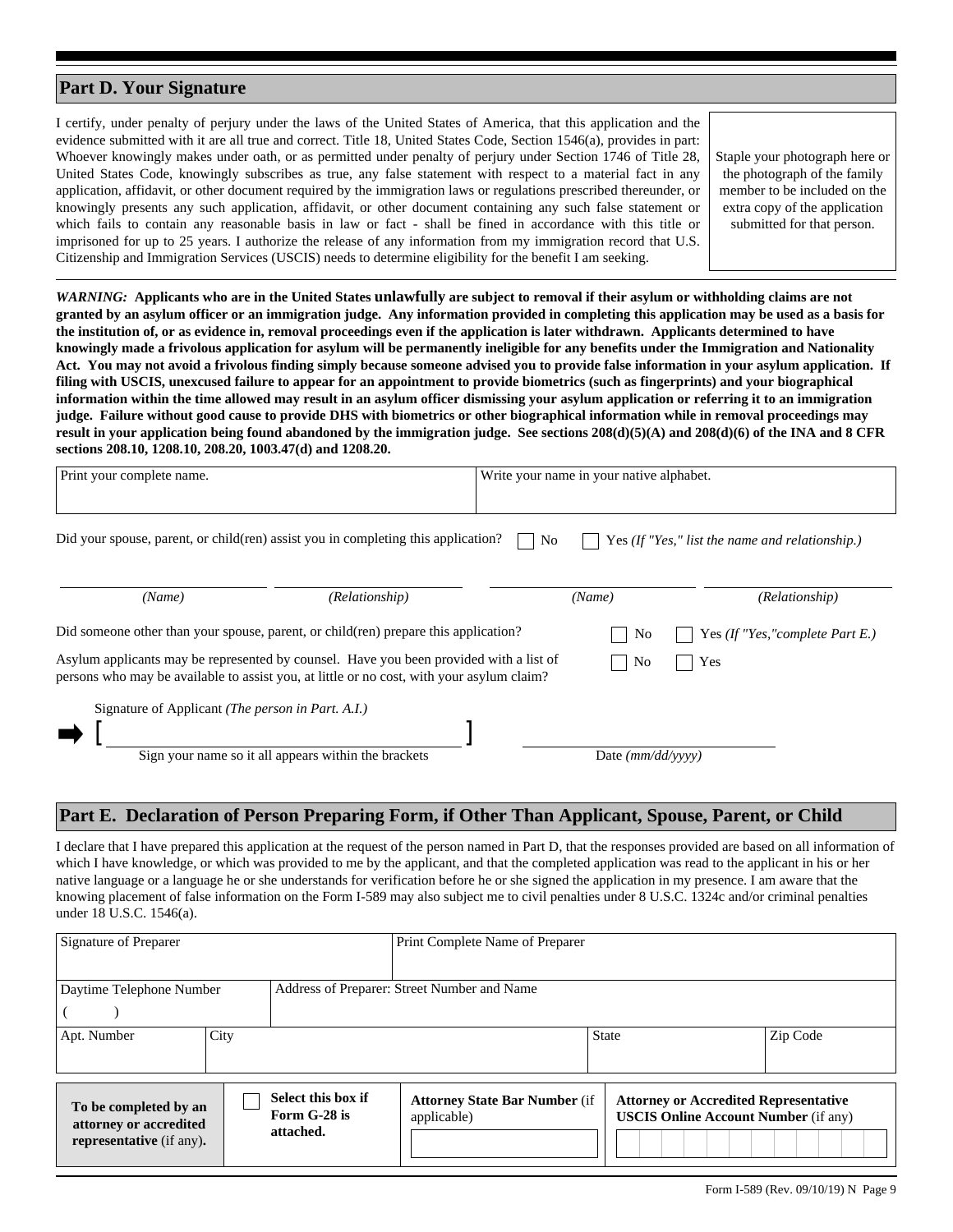## Part D. Your Signature

I certify, under penalty of perjury under the laws of the United States of America, that this application and the evidence submitted with it are all true and correct. Title 18, United States Code, Section 1546(a), provides in part: Whoever knowingly makes under oath, or as permitted under penalty of perjury under Section 1746 of Title 28, United States Code, knowingly subscribes as true, any false statement with respect to a material fact in any application, affidavit, or other document required by the immigration laws or regulations prescribed thereunder, or knowingly presents any such application, affidavit, or other document containing any such false statement or which fails to contain any reasonable basis in law or fact - shall be fined in accordance with this title or imprisoned for up to 25 years. I authorize the release of any information from my immigration record that U.S. Citizenship and Immigration Services (USCIS) needs to determine eligibility for the benefit I am seeking.

Staple your photograph here or the photograph of the family member to be included on the extra copy of the application submitted for that person.

***WARNING:*** **Applicants who are in the United States unlawfully are subject to removal if their asylum or withholding claims are not granted by an asylum officer or an immigration judge. Any information provided in completing this application may be used as a basis for the institution of, or as evidence in, removal proceedings even if the application is later withdrawn. Applicants determined to have knowingly made a frivolous application for asylum will be permanently ineligible for any benefits under the Immigration and Nationality Act. You may not avoid a frivolous finding simply because someone advised you to provide false information in your asylum application. If filing with USCIS, unexcused failure to appear for an appointment to provide biometrics (such as fingerprints) and your biographical information within the time allowed may result in an asylum officer dismissing your asylum application or referring it to an immigration judge. Failure without good cause to provide DHS with biometrics or other biographical information while in removal proceedings may result in your application being found abandoned by the immigration judge. See sections 208(d)(5)(A) and 208(d)(6) of the INA and 8 CFR sections 208.10, 1208.10, 208.20, 1003.47(d) and 1208.20.**

| Print your complete name. | Write your name in your native alphabet. |
|---|---|
| | |

Did your spouse, parent, or child(ren) assist you in completing this application? ☐ No ☐ Yes *(If "Yes," list the name and relationship.)*

| *(Name)* | *(Relationship)* | *(Name)* | *(Relationship)* |
|---|---|---|---|
| | | | |

Did someone other than your spouse, parent, or child(ren) prepare this application? ☐ No ☐ Yes *(If "Yes," complete Part E.)*

Asylum applicants may be represented by counsel. Have you been provided with a list of persons who may be available to assist you, at little or no cost, with your asylum claim? ☐ No ☐ Yes

Signature of Applicant *(The person in Part. A.I.)*

➡ [ ______________________________ ]

Sign your name so it all appears within the brackets

Date *(mm/dd/yyyy)*

## Part E. Declaration of Person Preparing Form, if Other Than Applicant, Spouse, Parent, or Child

I declare that I have prepared this application at the request of the person named in Part D, that the responses provided are based on all information of which I have knowledge, or which was provided to me by the applicant, and that the completed application was read to the applicant in his or her native language or a language he or she understands for verification before he or she signed the application in my presence. I am aware that the knowing placement of false information on the Form I-589 may also subject me to civil penalties under 8 U.S.C. 1324c and/or criminal penalties under 18 U.S.C. 1546(a).

| Signature of Preparer | Print Complete Name of Preparer |
|---|---|
| | |

| Daytime Telephone Number | Address of Preparer: Street Number and Name |
|---|---|
| (   ) | |

| Apt. Number | City | State | Zip Code |
|---|---|---|---|
| | | | |

| **To be completed by an attorney or accredited representative** (if any)**.** | ☐ **Select this box if Form G-28 is attached.** | **Attorney State Bar Number** (if applicable) | **Attorney or Accredited Representative USCIS Online Account Number** (if any) |
|---|---|---|---|
| | | | |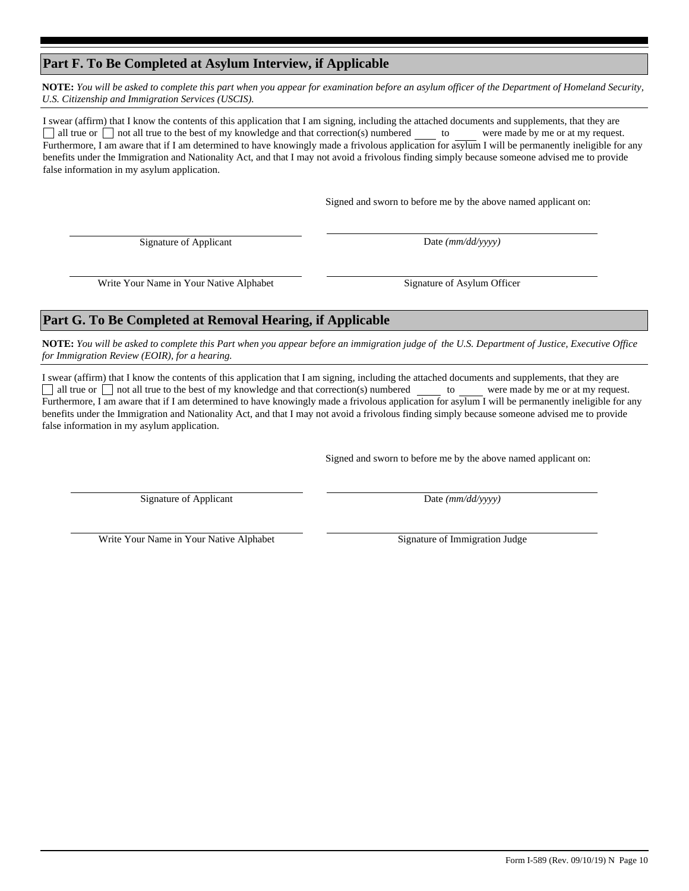## Part F. To Be Completed at Asylum Interview, if Applicable

**NOTE:** *You will be asked to complete this part when you appear for examination before an asylum officer of the Department of Homeland Security, U.S. Citizenship and Immigration Services (USCIS).*

I swear (affirm) that I know the contents of this application that I am signing, including the attached documents and supplements, that they are ☐ all true or ☐ not all true to the best of my knowledge and that correction(s) numbered ____ to ____ were made by me or at my request. Furthermore, I am aware that if I am determined to have knowingly made a frivolous application for asylum I will be permanently ineligible for any benefits under the Immigration and Nationality Act, and that I may not avoid a frivolous finding simply because someone advised me to provide false information in my asylum application.

Signed and sworn to before me by the above named applicant on:

Signature of Applicant

Date *(mm/dd/yyyy)*

Write Your Name in Your Native Alphabet

Signature of Asylum Officer

## Part G. To Be Completed at Removal Hearing, if Applicable

**NOTE:** *You will be asked to complete this Part when you appear before an immigration judge of the U.S. Department of Justice, Executive Office for Immigration Review (EOIR), for a hearing.*

I swear (affirm) that I know the contents of this application that I am signing, including the attached documents and supplements, that they are ☐ all true or ☐ not all true to the best of my knowledge and that correction(s) numbered ____ to ____ were made by me or at my request. Furthermore, I am aware that if I am determined to have knowingly made a frivolous application for asylum I will be permanently ineligible for any benefits under the Immigration and Nationality Act, and that I may not avoid a frivolous finding simply because someone advised me to provide false information in my asylum application.

Signed and sworn to before me by the above named applicant on:

Signature of Applicant

Date *(mm/dd/yyyy)*

Write Your Name in Your Native Alphabet

Signature of Immigration Judge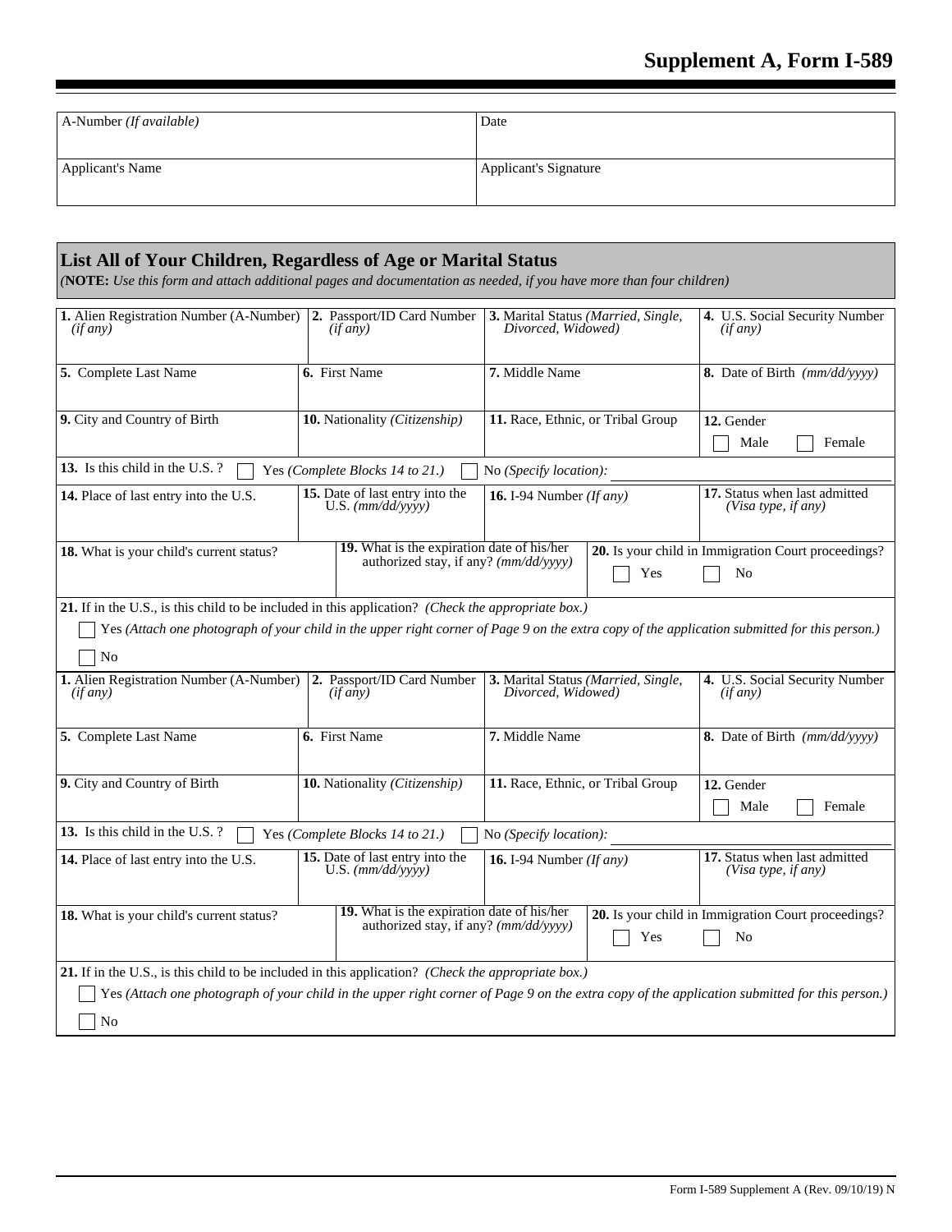# Supplement A, Form I-589

| A-Number *(If available)* | Date |
|---|---|
| Applicant's Name | Applicant's Signature |

## List All of Your Children, Regardless of Age or Marital Status

*(**NOTE:** Use this form and attach additional pages and documentation as needed, if you have more than four children)*

| **1.** Alien Registration Number (A-Number) *(if any)* | **2.** Passport/ID Card Number *(if any)* | **3.** Marital Status *(Married, Single, Divorced, Widowed)* | **4.** U.S. Social Security Number *(if any)* |
|---|---|---|---|
| **5.** Complete Last Name | **6.** First Name | **7.** Middle Name | **8.** Date of Birth *(mm/dd/yyyy)* |
| **9.** City and Country of Birth | **10.** Nationality *(Citizenship)* | **11.** Race, Ethnic, or Tribal Group | **12.** Gender ☐ Male ☐ Female |

**13.** Is this child in the U.S. ? ☐ Yes *(Complete Blocks 14 to 21.)* ☐ No *(Specify location):* ____________

| **14.** Place of last entry into the U.S. | **15.** Date of last entry into the U.S. *(mm/dd/yyyy)* | **16.** I-94 Number *(If any)* | **17.** Status when last admitted *(Visa type, if any)* |
|---|---|---|---|

| **18.** What is your child's current status? | **19.** What is the expiration date of his/her authorized stay, if any? *(mm/dd/yyyy)* | **20.** Is your child in Immigration Court proceedings? ☐ Yes ☐ No |
|---|---|---|

**21.** If in the U.S., is this child to be included in this application? *(Check the appropriate box.)*

☐ Yes *(Attach one photograph of your child in the upper right corner of Page 9 on the extra copy of the application submitted for this person.)*

☐ No

| **1.** Alien Registration Number (A-Number) *(if any)* | **2.** Passport/ID Card Number *(if any)* | **3.** Marital Status *(Married, Single, Divorced, Widowed)* | **4.** U.S. Social Security Number *(if any)* |
|---|---|---|---|
| **5.** Complete Last Name | **6.** First Name | **7.** Middle Name | **8.** Date of Birth *(mm/dd/yyyy)* |
| **9.** City and Country of Birth | **10.** Nationality *(Citizenship)* | **11.** Race, Ethnic, or Tribal Group | **12.** Gender ☐ Male ☐ Female |

**13.** Is this child in the U.S. ? ☐ Yes *(Complete Blocks 14 to 21.)* ☐ No *(Specify location):* ____________

| **14.** Place of last entry into the U.S. | **15.** Date of last entry into the U.S. *(mm/dd/yyyy)* | **16.** I-94 Number *(If any)* | **17.** Status when last admitted *(Visa type, if any)* |
|---|---|---|---|

| **18.** What is your child's current status? | **19.** What is the expiration date of his/her authorized stay, if any? *(mm/dd/yyyy)* | **20.** Is your child in Immigration Court proceedings? ☐ Yes ☐ No |
|---|---|---|

**21.** If in the U.S., is this child to be included in this application? *(Check the appropriate box.)*

☐ Yes *(Attach one photograph of your child in the upper right corner of Page 9 on the extra copy of the application submitted for this person.)*

☐ No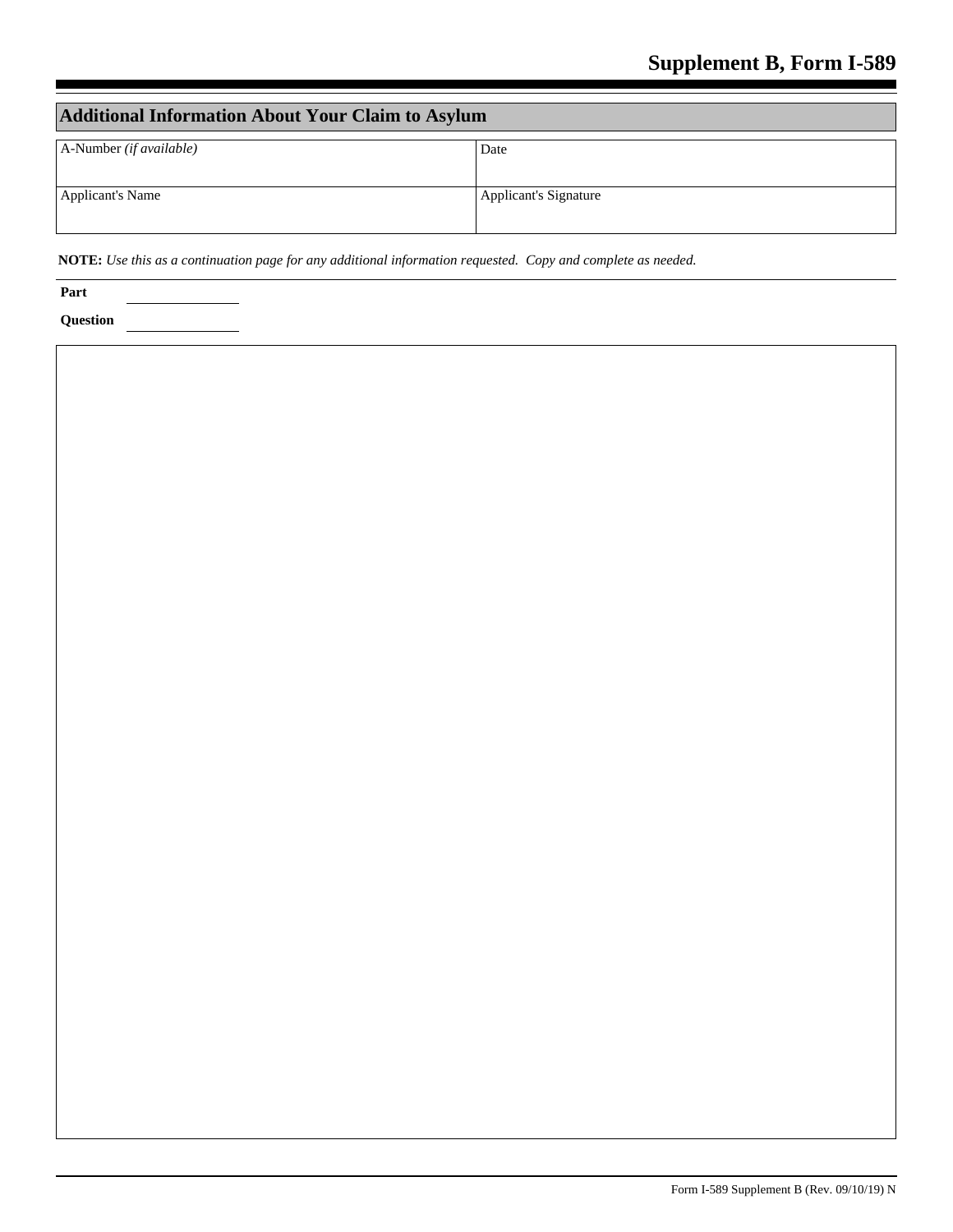# Supplement B, Form I-589

## Additional Information About Your Claim to Asylum

| A-Number *(if available)* | Date |
| --- | --- |
| Applicant's Name | Applicant's Signature |

**NOTE:** *Use this as a continuation page for any additional information requested. Copy and complete as needed.*

**Part** \_\_\_\_\_\_\_\_\_\_

**Question** \_\_\_\_\_\_\_\_\_\_